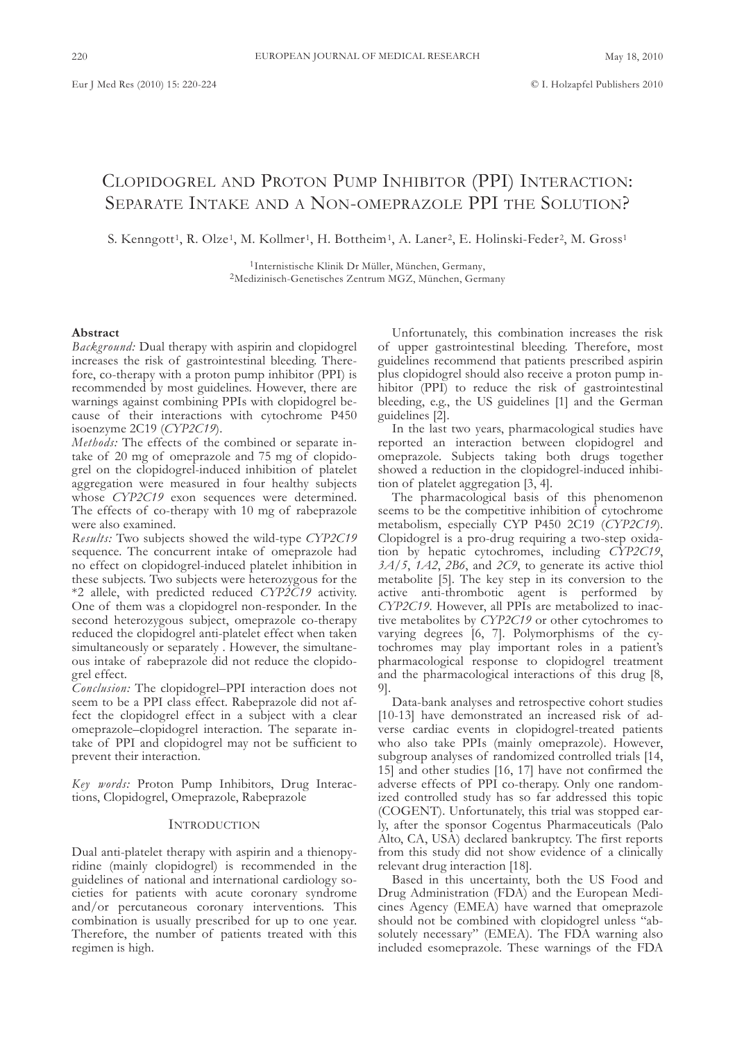# Clopidogrel and Proton Pump Inhibitor (PPI) Interaction: Separate Intake and a Non-omeprazole PPI the Solution?

S. Kenngott[1], R. Olze[1], M. Kollmer[1], H. Bottheim[1], A. Laner[2], E. Holinski-Feder[2], M. Gross[1]

[1]Internistische Klinik Dr Müller, München, Germany,
[2]Medizinisch-Genetisches Zentrum MGZ, München, Germany

## Abstract

*Background:* Dual therapy with aspirin and clopidogrel increases the risk of gastrointestinal bleeding. Therefore, co-therapy with a proton pump inhibitor (PPI) is recommended by most guidelines. However, there are warnings against combining PPIs with clopidogrel because of their interactions with cytochrome P450 isoenzyme 2C19 (*CYP2C19*).

*Methods:* The effects of the combined or separate intake of 20 mg of omeprazole and 75 mg of clopidogrel on the clopidogrel-induced inhibition of platelet aggregation were measured in four healthy subjects whose *CYP2C19* exon sequences were determined. The effects of co-therapy with 10 mg of rabeprazole were also examined.

*Results:* Two subjects showed the wild-type *CYP2C19* sequence. The concurrent intake of omeprazole had no effect on clopidogrel-induced platelet inhibition in these subjects. Two subjects were heterozygous for the *2 allele, with predicted reduced *CYP2C19* activity. One of them was a clopidogrel non-responder. In the second heterozygous subject, omeprazole co-therapy reduced the clopidogrel anti-platelet effect when taken simultaneously or separately . However, the simultaneous intake of rabeprazole did not reduce the clopidogrel effect.

*Conclusion:* The clopidogrel–PPI interaction does not seem to be a PPI class effect. Rabeprazole did not affect the clopidogrel effect in a subject with a clear omeprazole–clopidogrel interaction. The separate intake of PPI and clopidogrel may not be sufficient to prevent their interaction.

*Key words:* Proton Pump Inhibitors, Drug Interactions, Clopidogrel, Omeprazole, Rabeprazole

## Introduction

Dual anti-platelet therapy with aspirin and a thienopyridine (mainly clopidogrel) is recommended in the guidelines of national and international cardiology societies for patients with acute coronary syndrome and/or percutaneous coronary interventions. This combination is usually prescribed for up to one year. Therefore, the number of patients treated with this regimen is high.

Unfortunately, this combination increases the risk of upper gastrointestinal bleeding. Therefore, most guidelines recommend that patients prescribed aspirin plus clopidogrel should also receive a proton pump inhibitor (PPI) to reduce the risk of gastrointestinal bleeding, e.g., the US guidelines [1] and the German guidelines [2].

In the last two years, pharmacological studies have reported an interaction between clopidogrel and omeprazole. Subjects taking both drugs together showed a reduction in the clopidogrel-induced inhibition of platelet aggregation [3, 4].

The pharmacological basis of this phenomenon seems to be the competitive inhibition of cytochrome metabolism, especially CYP P450 2C19 (*CYP2C19*). Clopidogrel is a pro-drug requiring a two-step oxidation by hepatic cytochromes, including *CYP2C19*, *3A/5*, *1A2*, *2B6*, and *2C9*, to generate its active thiol metabolite [5]. The key step in its conversion to the active anti-thrombotic agent is performed by *CYP2C19*. However, all PPIs are metabolized to inactive metabolites by *CYP2C19* or other cytochromes to varying degrees [6, 7]. Polymorphisms of the cytochromes may play important roles in a patient's pharmacological response to clopidogrel treatment and the pharmacological interactions of this drug [8, 9].

Data-bank analyses and retrospective cohort studies [10-13] have demonstrated an increased risk of adverse cardiac events in clopidogrel-treated patients who also take PPIs (mainly omeprazole). However, subgroup analyses of randomized controlled trials [14, 15] and other studies [16, 17] have not confirmed the adverse effects of PPI co-therapy. Only one randomized controlled study has so far addressed this topic (COGENT). Unfortunately, this trial was stopped early, after the sponsor Cogentus Pharmaceuticals (Palo Alto, CA, USA) declared bankruptcy. The first reports from this study did not show evidence of a clinically relevant drug interaction [18].

Based in this uncertainty, both the US Food and Drug Administration (FDA) and the European Medicines Agency (EMEA) have warned that omeprazole should not be combined with clopidogrel unless "absolutely necessary" (EMEA). The FDA warning also included esomeprazole. These warnings of the FDA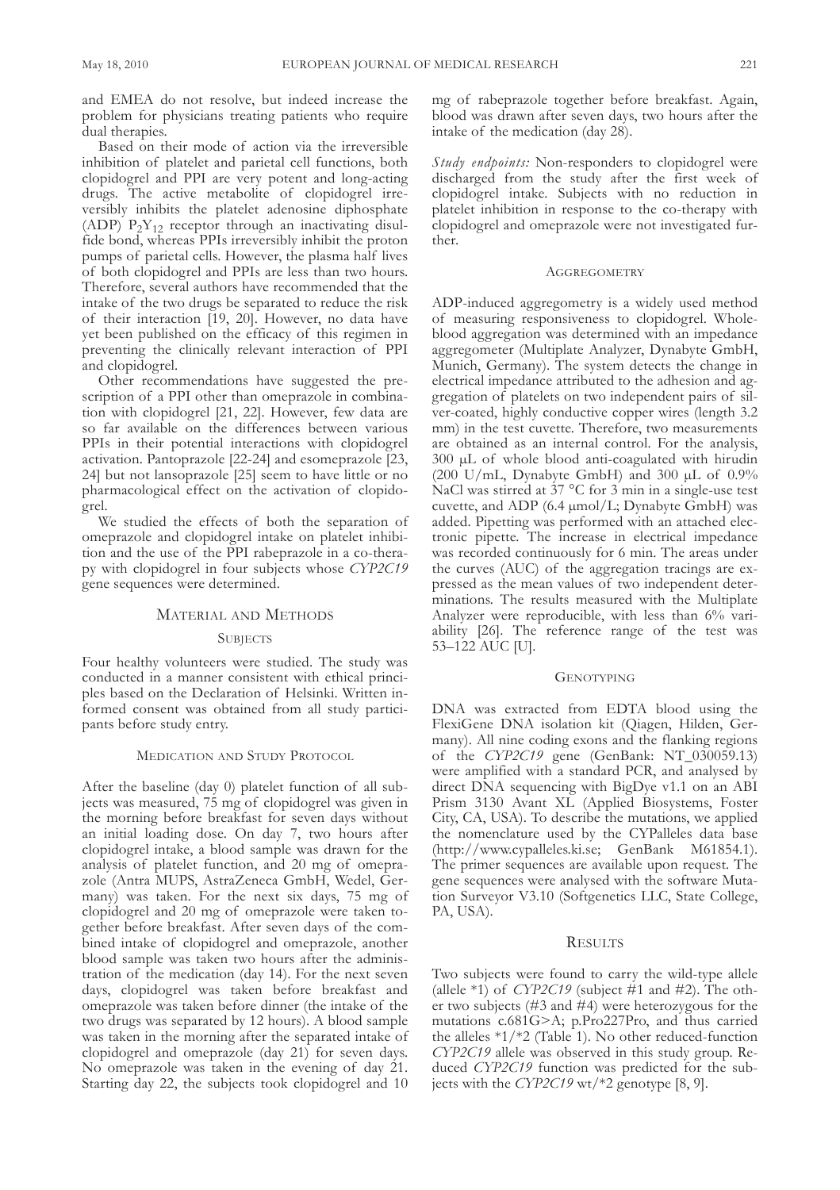and EMEA do not resolve, but indeed increase the problem for physicians treating patients who require dual therapies.

Based on their mode of action via the irreversible inhibition of platelet and parietal cell functions, both clopidogrel and PPI are very potent and long-acting drugs. The active metabolite of clopidogrel irreversibly inhibits the platelet adenosine diphosphate (ADP) $P_2Y_{12}$ receptor through an inactivating disulfide bond, whereas PPIs irreversibly inhibit the proton pumps of parietal cells. However, the plasma half lives of both clopidogrel and PPIs are less than two hours. Therefore, several authors have recommended that the intake of the two drugs be separated to reduce the risk of their interaction [19, 20]. However, no data have yet been published on the efficacy of this regimen in preventing the clinically relevant interaction of PPI and clopidogrel.

Other recommendations have suggested the prescription of a PPI other than omeprazole in combination with clopidogrel [21, 22]. However, few data are so far available on the differences between various PPIs in their potential interactions with clopidogrel activation. Pantoprazole [22-24] and esomeprazole [23, 24] but not lansoprazole [25] seem to have little or no pharmacological effect on the activation of clopidogrel.

We studied the effects of both the separation of omeprazole and clopidogrel intake on platelet inhibition and the use of the PPI rabeprazole in a co-therapy with clopidogrel in four subjects whose *CYP2C19* gene sequences were determined.

## Material and Methods

### Subjects

Four healthy volunteers were studied. The study was conducted in a manner consistent with ethical principles based on the Declaration of Helsinki. Written informed consent was obtained from all study participants before study entry.

### Medication and Study Protocol

After the baseline (day 0) platelet function of all subjects was measured, 75 mg of clopidogrel was given in the morning before breakfast for seven days without an initial loading dose. On day 7, two hours after clopidogrel intake, a blood sample was drawn for the analysis of platelet function, and 20 mg of omeprazole (Antra MUPS, AstraZeneca GmbH, Wedel, Germany) was taken. For the next six days, 75 mg of clopidogrel and 20 mg of omeprazole were taken together before breakfast. After seven days of the combined intake of clopidogrel and omeprazole, another blood sample was taken two hours after the administration of the medication (day 14). For the next seven days, clopidogrel was taken before breakfast and omeprazole was taken before dinner (the intake of the two drugs was separated by 12 hours). A blood sample was taken in the morning after the separated intake of clopidogrel and omeprazole (day 21) for seven days. No omeprazole was taken in the evening of day 21. Starting day 22, the subjects took clopidogrel and 10 mg of rabeprazole together before breakfast. Again, blood was drawn after seven days, two hours after the intake of the medication (day 28).

*Study endpoints:* Non-responders to clopidogrel were discharged from the study after the first week of clopidogrel intake. Subjects with no reduction in platelet inhibition in response to the co-therapy with clopidogrel and omeprazole were not investigated further.

### Aggregometry

ADP-induced aggregometry is a widely used method of measuring responsiveness to clopidogrel. Whole-blood aggregation was determined with an impedance aggregometer (Multiplate Analyzer, Dynabyte GmbH, Munich, Germany). The system detects the change in electrical impedance attributed to the adhesion and aggregation of platelets on two independent pairs of silver-coated, highly conductive copper wires (length 3.2 mm) in the test cuvette. Therefore, two measurements are obtained as an internal control. For the analysis, 300 μL of whole blood anti-coagulated with hirudin (200 U/mL, Dynabyte GmbH) and 300 μL of 0.9% NaCl was stirred at 37 °C for 3 min in a single-use test cuvette, and ADP (6.4 μmol/L; Dynabyte GmbH) was added. Pipetting was performed with an attached electronic pipette. The increase in electrical impedance was recorded continuously for 6 min. The areas under the curves (AUC) of the aggregation tracings are expressed as the mean values of two independent determinations. The results measured with the Multiplate Analyzer were reproducible, with less than 6% variability [26]. The reference range of the test was 53–122 AUC [U].

### Genotyping

DNA was extracted from EDTA blood using the FlexiGene DNA isolation kit (Qiagen, Hilden, Germany). All nine coding exons and the flanking regions of the *CYP2C19* gene (GenBank: NT_030059.13) were amplified with a standard PCR, and analysed by direct DNA sequencing with BigDye v1.1 on an ABI Prism 3130 Avant XL (Applied Biosystems, Foster City, CA, USA). To describe the mutations, we applied the nomenclature used by the CYPalleles data base (http://www.cypalleles.ki.se; GenBank M61854.1). The primer sequences are available upon request. The gene sequences were analysed with the software Mutation Surveyor V3.10 (Softgenetics LLC, State College, PA, USA).

## Results

Two subjects were found to carry the wild-type allele (allele *1) of *CYP2C19* (subject #1 and #2). The other two subjects (#3 and #4) were heterozygous for the mutations c.681G>A; p.Pro227Pro, and thus carried the alleles *1/*2 (Table 1). No other reduced-function *CYP2C19* allele was observed in this study group. Reduced *CYP2C19* function was predicted for the subjects with the *CYP2C19* wt/*2 genotype [8, 9].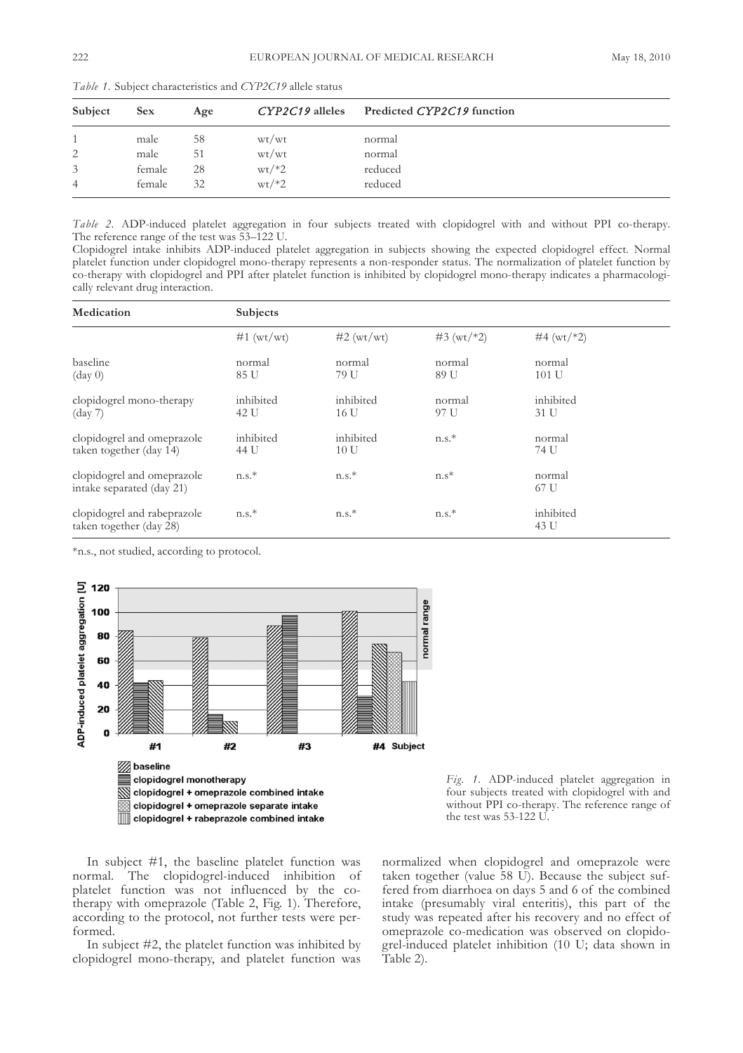*Table 1.* Subject characteristics and *CYP2C19* allele status

| Subject | Sex | Age | *CYP2C19* alleles | Predicted *CYP2C19* function |
|---|---|---|---|---|
| 1 | male | 58 | wt/wt | normal |
| 2 | male | 51 | wt/wt | normal |
| 3 | female | 28 | wt/*2 | reduced |
| 4 | female | 32 | wt/*2 | reduced |

*Table 2.* ADP-induced platelet aggregation in four subjects treated with clopidogrel with and without PPI co-therapy. The reference range of the test was 53–122 U.
Clopidogrel intake inhibits ADP-induced platelet aggregation in subjects showing the expected clopidogrel effect. Normal platelet function under clopidogrel mono-therapy represents a non-responder status. The normalization of platelet function by co-therapy with clopidogrel and PPI after platelet function is inhibited by clopidogrel mono-therapy indicates a pharmacologically relevant drug interaction.

| Medication | Subjects | | | |
|---|---|---|---|---|
| | #1 (wt/wt) | #2 (wt/wt) | #3 (wt/*2) | #4 (wt/*2) |
| baseline (day 0) | normal 85 U | normal 79 U | normal 89 U | normal 101 U |
| clopidogrel mono-therapy (day 7) | inhibited 42 U | inhibited 16 U | normal 97 U | inhibited 31 U |
| clopidogrel and omeprazole taken together (day 14) | inhibited 44 U | inhibited 10 U | n.s.* | normal 74 U |
| clopidogrel and omeprazole intake separated (day 21) | n.s.* | n.s.* | n.s* | normal 67 U |
| clopidogrel and rabeprazole taken together (day 28) | n.s.* | n.s.* | n.s.* | inhibited 43 U |

*n.s., not studied, according to protocol.

*Fig. 1.* ADP-induced platelet aggregation in four subjects treated with clopidogrel with and without PPI co-therapy. The reference range of the test was 53-122 U.

In subject #1, the baseline platelet function was normal. The clopidogrel-induced inhibition of platelet function was not influenced by the co-therapy with omeprazole (Table 2, Fig. 1). Therefore, according to the protocol, not further tests were performed.

In subject #2, the platelet function was inhibited by clopidogrel mono-therapy, and platelet function was normalized when clopidogrel and omeprazole were taken together (value 58 U). Because the subject suffered from diarrhoea on days 5 and 6 of the combined intake (presumably viral enteritis), this part of the study was repeated after his recovery and no effect of omeprazole co-medication was observed on clopidogrel-induced platelet inhibition (10 U; data shown in Table 2).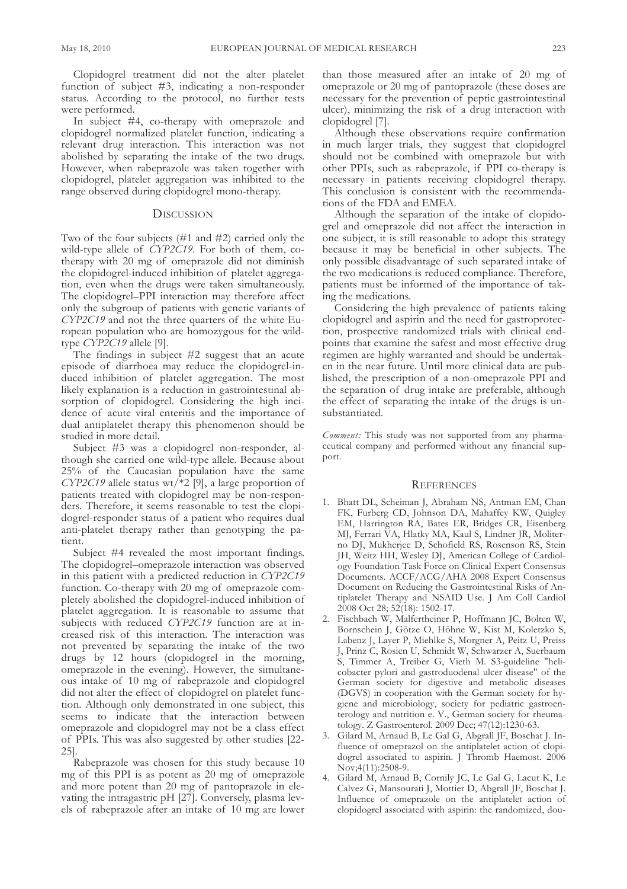Clopidogrel treatment did not the alter platelet function of subject #3, indicating a non-responder status. According to the protocol, no further tests were performed.

In subject #4, co-therapy with omeprazole and clopidogrel normalized platelet function, indicating a relevant drug interaction. This interaction was not abolished by separating the intake of the two drugs. However, when rabeprazole was taken together with clopidogrel, platelet aggregation was inhibited to the range observed during clopidogrel mono-therapy.

## Discussion

Two of the four subjects (#1 and #2) carried only the wild-type allele of *CYP2C19*. For both of them, co-therapy with 20 mg of omeprazole did not diminish the clopidogrel-induced inhibition of platelet aggregation, even when the drugs were taken simultaneously. The clopidogrel–PPI interaction may therefore affect only the subgroup of patients with genetic variants of *CYP2C19* and not the three quarters of the white European population who are homozygous for the wild-type *CYP2C19* allele [9].

The findings in subject #2 suggest that an acute episode of diarrhoea may reduce the clopidogrel-induced inhibition of platelet aggregation. The most likely explanation is a reduction in gastrointestinal absorption of clopidogrel. Considering the high incidence of acute viral enteritis and the importance of dual antiplatelet therapy this phenomenon should be studied in more detail.

Subject #3 was a clopidogrel non-responder, although she carried one wild-type allele. Because about 25% of the Caucasian population have the same *CYP2C19* allele status wt/*2 [9], a large proportion of patients treated with clopidogrel may be non-responders. Therefore, it seems reasonable to test the clopidogrel-responder status of a patient who requires dual anti-platelet therapy rather than genotyping the patient.

Subject #4 revealed the most important findings. The clopidogrel–omeprazole interaction was observed in this patient with a predicted reduction in *CYP2C19* function. Co-therapy with 20 mg of omeprazole completely abolished the clopidogrel-induced inhibition of platelet aggregation. It is reasonable to assume that subjects with reduced *CYP2C19* function are at increased risk of this interaction. The interaction was not prevented by separating the intake of the two drugs by 12 hours (clopidogrel in the morning, omeprazole in the evening). However, the simultaneous intake of 10 mg of rabeprazole and clopidogrel did not alter the effect of clopidogrel on platelet function. Although only demonstrated in one subject, this seems to indicate that the interaction between omeprazole and clopidogrel may not be a class effect of PPIs. This was also suggested by other studies [22-25].

Rabeprazole was chosen for this study because 10 mg of this PPI is as potent as 20 mg of omeprazole and more potent than 20 mg of pantoprazole in elevating the intragastric pH [27]. Conversely, plasma levels of rabeprazole after an intake of 10 mg are lower than those measured after an intake of 20 mg of omeprazole or 20 mg of pantoprazole (these doses are necessary for the prevention of peptic gastrointestinal ulcer), minimizing the risk of a drug interaction with clopidogrel [7].

Although these observations require confirmation in much larger trials, they suggest that clopidogrel should not be combined with omeprazole but with other PPIs, such as rabeprazole, if PPI co-therapy is necessary in patients receiving clopidogrel therapy. This conclusion is consistent with the recommendations of the FDA and EMEA.

Although the separation of the intake of clopidogrel and omeprazole did not affect the interaction in one subject, it is still reasonable to adopt this strategy because it may be beneficial in other subjects. The only possible disadvantage of such separated intake of the two medications is reduced compliance. Therefore, patients must be informed of the importance of taking the medications.

Considering the high prevalence of patients taking clopidogrel and aspirin and the need for gastroprotection, prospective randomized trials with clinical endpoints that examine the safest and most effective drug regimen are highly warranted and should be undertaken in the near future. Until more clinical data are published, the prescription of a non-omeprazole PPI and the separation of drug intake are preferable, although the effect of separating the intake of the drugs is unsubstantiated.

*Comment:* This study was not supported from any pharmaceutical company and performed without any financial support.

## References

1. Bhatt DL, Scheiman J, Abraham NS, Antman EM, Chan FK, Furberg CD, Johnson DA, Mahaffey KW, Quigley EM, Harrington RA, Bates ER, Bridges CR, Eisenberg MJ, Ferrari VA, Hlatky MA, Kaul S, Lindner JR, Moliterno DJ, Mukherjee D, Schofield RS, Rosenson RS, Stein JH, Weitz HH, Wesley DJ, American College of Cardiology Foundation Task Force on Clinical Expert Consensus Documents. ACCF/ACG/AHA 2008 Expert Consensus Document on Reducing the Gastrointestinal Risks of Antiplatelet Therapy and NSAID Use. J Am Coll Cardiol 2008 Oct 28; 52(18): 1502-17.
2. Fischbach W, Malfertheiner P, Hoffmann JC, Bolten W, Bornschein J, Götze O, Höhne W, Kist M, Koletzko S, Labenz J, Layer P, Miehlke S, Morgner A, Peitz U, Preiss J, Prinz C, Rosien U, Schmidt W, Schwarzer A, Suerbaum S, Timmer A, Treiber G, Vieth M. S3-guideline "helicobacter pylori and gastroduodenal ulcer disease" of the German society for digestive and metabolic diseases (DGVS) in cooperation with the German society for hygiene and microbiology, society for pediatric gastroenterology and nutrition e. V., German society for rheumatology. Z Gastroenterol. 2009 Dec; 47(12):1230-63.
3. Gilard M, Arnaud B, Le Gal G, Abgrall JF, Boschat J. Influence of omeprazol on the antiplatelet action of clopidogrel associated to aspirin. J Thromb Haemost. 2006 Nov;4(11):2508-9.
4. Gilard M, Arnaud B, Cornily JC, Le Gal G, Lacut K, Le Calvez G, Mansourati J, Mottier D, Abgrall JF, Boschat J. Influence of omeprazole on the antiplatelet action of clopidogrel associated with aspirin: the randomized, dou-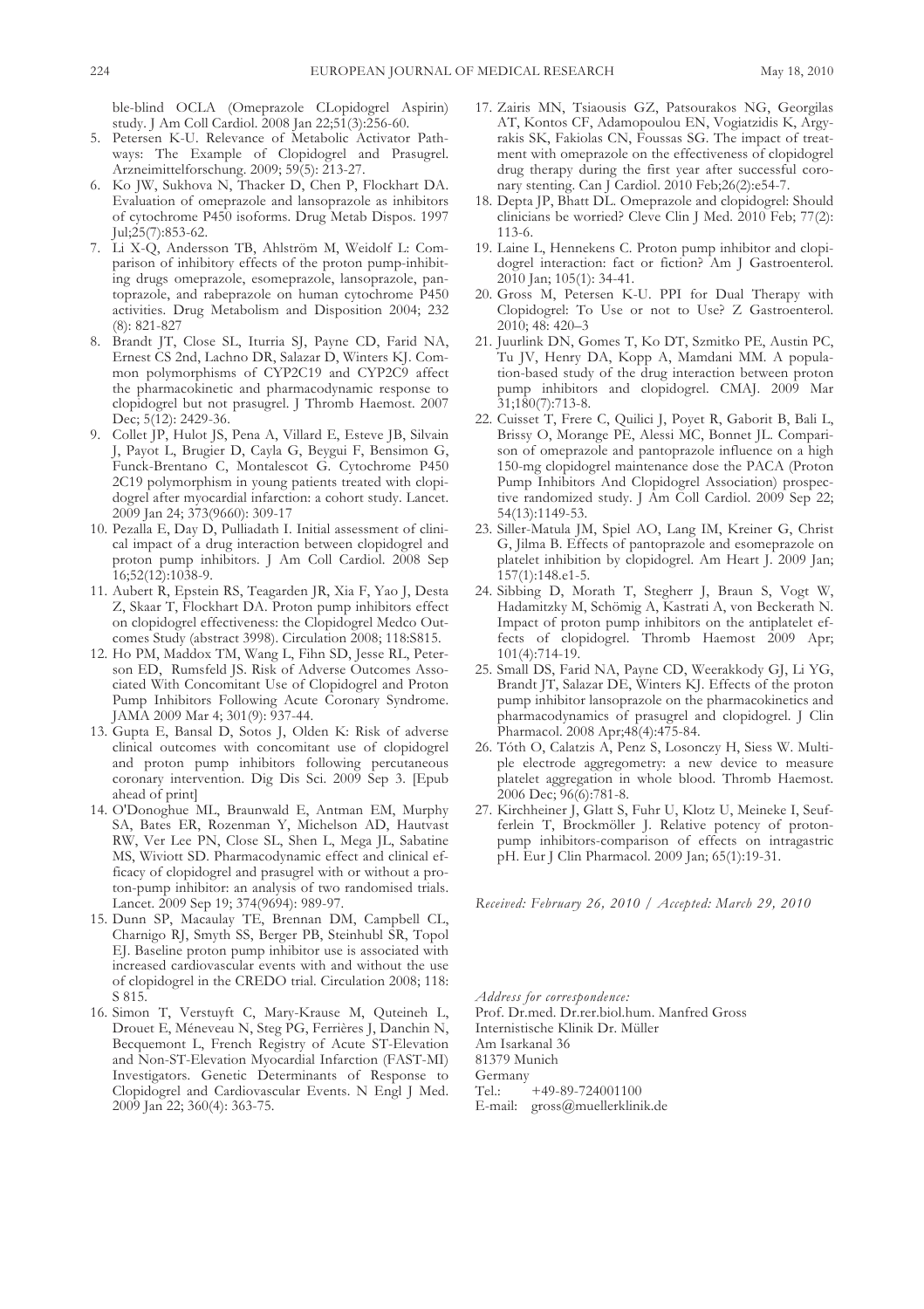ble-blind OCLA (Omeprazole CLopidogrel Aspirin) study. J Am Coll Cardiol. 2008 Jan 22;51(3):256-60.

5. Petersen K-U. Relevance of Metabolic Activator Pathways: The Example of Clopidogrel and Prasugrel. Arzneimittelforschung. 2009; 59(5): 213-27.
6. Ko JW, Sukhova N, Thacker D, Chen P, Flockhart DA. Evaluation of omeprazole and lansoprazole as inhibitors of cytochrome P450 isoforms. Drug Metab Dispos. 1997 Jul;25(7):853-62.
7. Li X-Q, Andersson TB, Ahlström M, Weidolf L: Comparison of inhibitory effects of the proton pump-inhibiting drugs omeprazole, esomeprazole, lansoprazole, pantoprazole, and rabeprazole on human cytochrome P450 activities. Drug Metabolism and Disposition 2004; 232 (8): 821-827
8. Brandt JT, Close SL, Iturria SJ, Payne CD, Farid NA, Ernest CS 2nd, Lachno DR, Salazar D, Winters KJ. Common polymorphisms of CYP2C19 and CYP2C9 affect the pharmacokinetic and pharmacodynamic response to clopidogrel but not prasugrel. J Thromb Haemost. 2007 Dec; 5(12): 2429-36.
9. Collet JP, Hulot JS, Pena A, Villard E, Esteve JB, Silvain J, Payot L, Brugier D, Cayla G, Beygui F, Bensimon G, Funck-Brentano C, Montalescot G. Cytochrome P450 2C19 polymorphism in young patients treated with clopidogrel after myocardial infarction: a cohort study. Lancet. 2009 Jan 24; 373(9660): 309-17
10. Pezalla E, Day D, Pulliadath I. Initial assessment of clinical impact of a drug interaction between clopidogrel and proton pump inhibitors. J Am Coll Cardiol. 2008 Sep 16;52(12):1038-9.
11. Aubert R, Epstein RS, Teagarden JR, Xia F, Yao J, Desta Z, Skaar T, Flockhart DA. Proton pump inhibitors effect on clopidogrel effectiveness: the Clopidogrel Medco Outcomes Study (abstract 3998). Circulation 2008; 118:S815.
12. Ho PM, Maddox TM, Wang L, Fihn SD, Jesse RL, Peterson ED, Rumsfeld JS. Risk of Adverse Outcomes Associated With Concomitant Use of Clopidogrel and Proton Pump Inhibitors Following Acute Coronary Syndrome. JAMA 2009 Mar 4; 301(9): 937-44.
13. Gupta E, Bansal D, Sotos J, Olden K: Risk of adverse clinical outcomes with concomitant use of clopidogrel and proton pump inhibitors following percutaneous coronary intervention. Dig Dis Sci. 2009 Sep 3. [Epub ahead of print]
14. O'Donoghue ML, Braunwald E, Antman EM, Murphy SA, Bates ER, Rozenman Y, Michelson AD, Hautvast RW, Ver Lee PN, Close SL, Shen L, Mega JL, Sabatine MS, Wiviott SD. Pharmacodynamic effect and clinical efficacy of clopidogrel and prasugrel with or without a proton-pump inhibitor: an analysis of two randomised trials. Lancet. 2009 Sep 19; 374(9694): 989-97.
15. Dunn SP, Macaulay TE, Brennan DM, Campbell CL, Charnigo RJ, Smyth SS, Berger PB, Steinhubl SR, Topol EJ. Baseline proton pump inhibitor use is associated with increased cardiovascular events with and without the use of clopidogrel in the CREDO trial. Circulation 2008; 118: S 815.
16. Simon T, Verstuyft C, Mary-Krause M, Quteineh L, Drouet E, Méneveau N, Steg PG, Ferrières J, Danchin N, Becquemont L, French Registry of Acute ST-Elevation and Non-ST-Elevation Myocardial Infarction (FAST-MI) Investigators. Genetic Determinants of Response to Clopidogrel and Cardiovascular Events. N Engl J Med. 2009 Jan 22; 360(4): 363-75.
17. Zairis MN, Tsiaousis GZ, Patsourakos NG, Georgilas AT, Kontos CF, Adamopoulou EN, Vogiatzidis K, Argyrakis SK, Fakiolas CN, Foussas SG. The impact of treatment with omeprazole on the effectiveness of clopidogrel drug therapy during the first year after successful coronary stenting. Can J Cardiol. 2010 Feb;26(2):e54-7.
18. Depta JP, Bhatt DL. Omeprazole and clopidogrel: Should clinicians be worried? Cleve Clin J Med. 2010 Feb; 77(2): 113-6.
19. Laine L, Hennekens C. Proton pump inhibitor and clopidogrel interaction: fact or fiction? Am J Gastroenterol. 2010 Jan; 105(1): 34-41.
20. Gross M, Petersen K-U. PPI for Dual Therapy with Clopidogrel: To Use or not to Use? Z Gastroenterol. 2010; 48: 420–3
21. Juurlink DN, Gomes T, Ko DT, Szmitko PE, Austin PC, Tu JV, Henry DA, Kopp A, Mamdani MM. A population-based study of the drug interaction between proton pump inhibitors and clopidogrel. CMAJ. 2009 Mar 31;180(7):713-8.
22. Cuisset T, Frere C, Quilici J, Poyet R, Gaborit B, Bali L, Brissy O, Morange PE, Alessi MC, Bonnet JL. Comparison of omeprazole and pantoprazole influence on a high 150-mg clopidogrel maintenance dose the PACA (Proton Pump Inhibitors And Clopidogrel Association) prospective randomized study. J Am Coll Cardiol. 2009 Sep 22; 54(13):1149-53.
23. Siller-Matula JM, Spiel AO, Lang IM, Kreiner G, Christ G, Jilma B. Effects of pantoprazole and esomeprazole on platelet inhibition by clopidogrel. Am Heart J. 2009 Jan; 157(1):148.e1-5.
24. Sibbing D, Morath T, Stegherr J, Braun S, Vogt W, Hadamitzky M, Schömig A, Kastrati A, von Beckerath N. Impact of proton pump inhibitors on the antiplatelet effects of clopidogrel. Thromb Haemost 2009 Apr; 101(4):714-19.
25. Small DS, Farid NA, Payne CD, Weerakkody GJ, Li YG, Brandt JT, Salazar DE, Winters KJ. Effects of the proton pump inhibitor lansoprazole on the pharmacokinetics and pharmacodynamics of prasugrel and clopidogrel. J Clin Pharmacol. 2008 Apr;48(4):475-84.
26. Tóth O, Calatzis A, Penz S, Losonczy H, Siess W. Multiple electrode aggregometry: a new device to measure platelet aggregation in whole blood. Thromb Haemost. 2006 Dec; 96(6):781-8.
27. Kirchheiner J, Glatt S, Fuhr U, Klotz U, Meineke I, Seufferlein T, Brockmöller J. Relative potency of proton-pump inhibitors-comparison of effects on intragastric pH. Eur J Clin Pharmacol. 2009 Jan; 65(1):19-31.

*Received: February 26, 2010 / Accepted: March 29, 2010*

*Address for correspondence:*
Prof. Dr.med. Dr.rer.biol.hum. Manfred Gross
Internistische Klinik Dr. Müller
Am Isarkanal 36
81379 Munich
Germany
Tel.: +49-89-724001100
E-mail: gross@muellerklinik.de